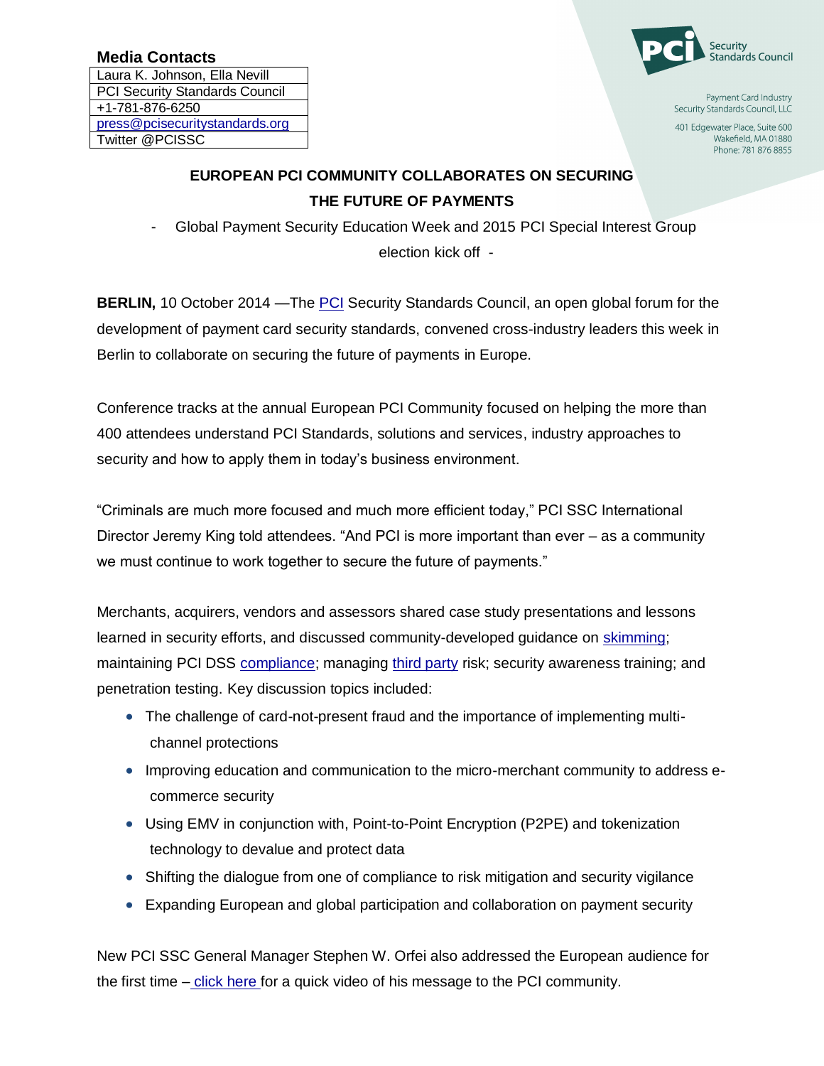**Media Contacts**

| Laura K. Johnson, Ella Nevill |
|---|
| PCI Security Standards Council |
| +1-781-876-6250 |
| press@pcisecuritystandards.org |
| Twitter @PCISSC |

PCI Security Standards Council

Payment Card Industry Security Standards Council, LLC

401 Edgewater Place, Suite 600
Wakefield, MA 01880
Phone: 781 876 8855

**EUROPEAN PCI COMMUNITY COLLABORATES ON SECURING THE FUTURE OF PAYMENTS**

\- Global Payment Security Education Week and 2015 PCI Special Interest Group election kick off -

**BERLIN,** 10 October 2014 —The PCI Security Standards Council, an open global forum for the development of payment card security standards, convened cross-industry leaders this week in Berlin to collaborate on securing the future of payments in Europe.

Conference tracks at the annual European PCI Community focused on helping the more than 400 attendees understand PCI Standards, solutions and services, industry approaches to security and how to apply them in today's business environment.

"Criminals are much more focused and much more efficient today," PCI SSC International Director Jeremy King told attendees. "And PCI is more important than ever – as a community we must continue to work together to secure the future of payments."

Merchants, acquirers, vendors and assessors shared case study presentations and lessons learned in security efforts, and discussed community-developed guidance on skimming; maintaining PCI DSS compliance; managing third party risk; security awareness training; and penetration testing. Key discussion topics included:

- The challenge of card-not-present fraud and the importance of implementing multi-channel protections
- Improving education and communication to the micro-merchant community to address e-commerce security
- Using EMV in conjunction with, Point-to-Point Encryption (P2PE) and tokenization technology to devalue and protect data
- Shifting the dialogue from one of compliance to risk mitigation and security vigilance
- Expanding European and global participation and collaboration on payment security

New PCI SSC General Manager Stephen W. Orfei also addressed the European audience for the first time – click here for a quick video of his message to the PCI community.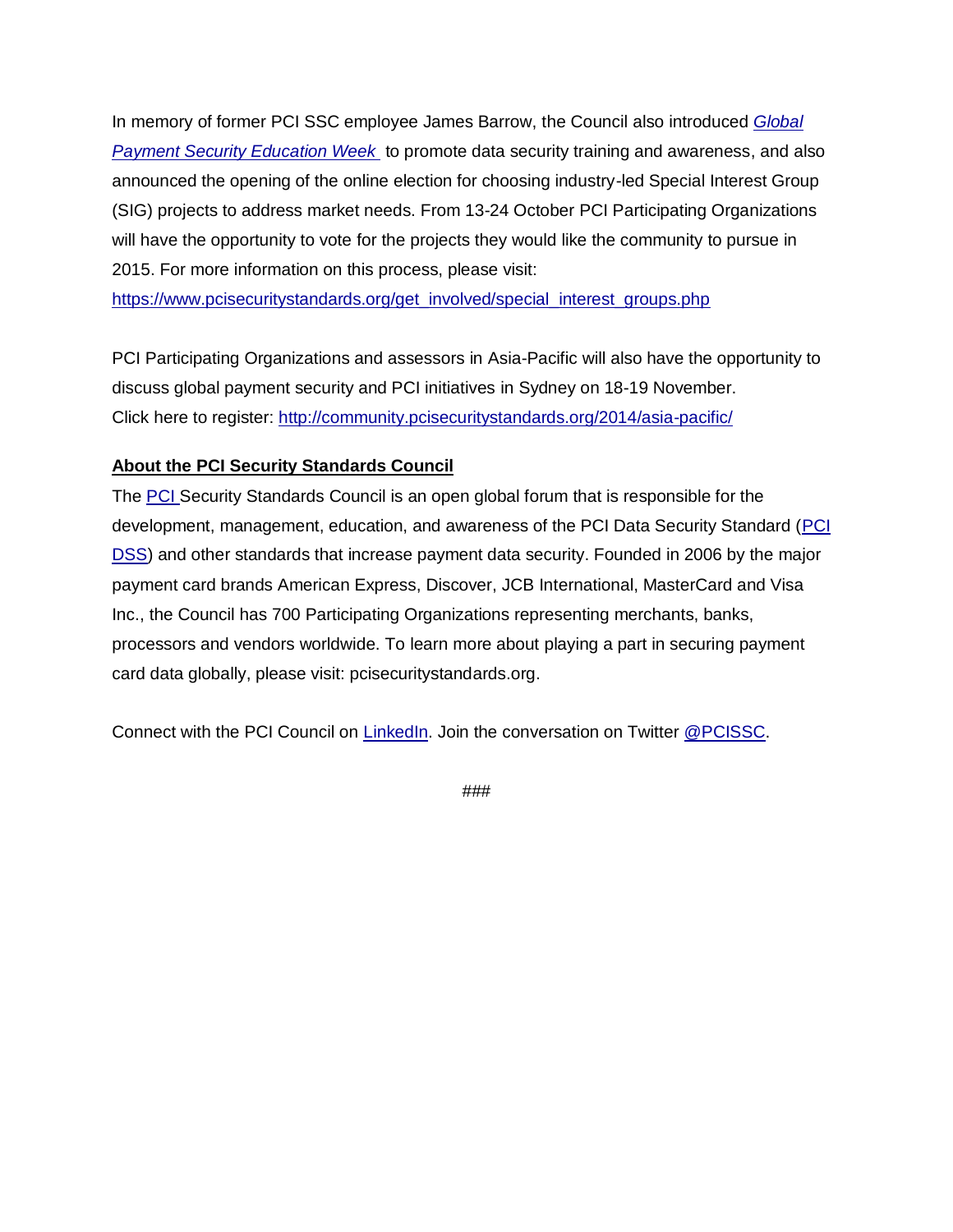In memory of former PCI SSC employee James Barrow, the Council also introduced *Global Payment Security Education Week* to promote data security training and awareness, and also announced the opening of the online election for choosing industry-led Special Interest Group (SIG) projects to address market needs. From 13-24 October PCI Participating Organizations will have the opportunity to vote for the projects they would like the community to pursue in 2015. For more information on this process, please visit: https://www.pcisecuritystandards.org/get_involved/special_interest_groups.php

PCI Participating Organizations and assessors in Asia-Pacific will also have the opportunity to discuss global payment security and PCI initiatives in Sydney on 18-19 November. Click here to register: http://community.pcisecuritystandards.org/2014/asia-pacific/

**About the PCI Security Standards Council**

The PCI Security Standards Council is an open global forum that is responsible for the development, management, education, and awareness of the PCI Data Security Standard (PCI DSS) and other standards that increase payment data security. Founded in 2006 by the major payment card brands American Express, Discover, JCB International, MasterCard and Visa Inc., the Council has 700 Participating Organizations representing merchants, banks, processors and vendors worldwide. To learn more about playing a part in securing payment card data globally, please visit: pcisecuritystandards.org.

Connect with the PCI Council on LinkedIn. Join the conversation on Twitter @PCISSC.

###